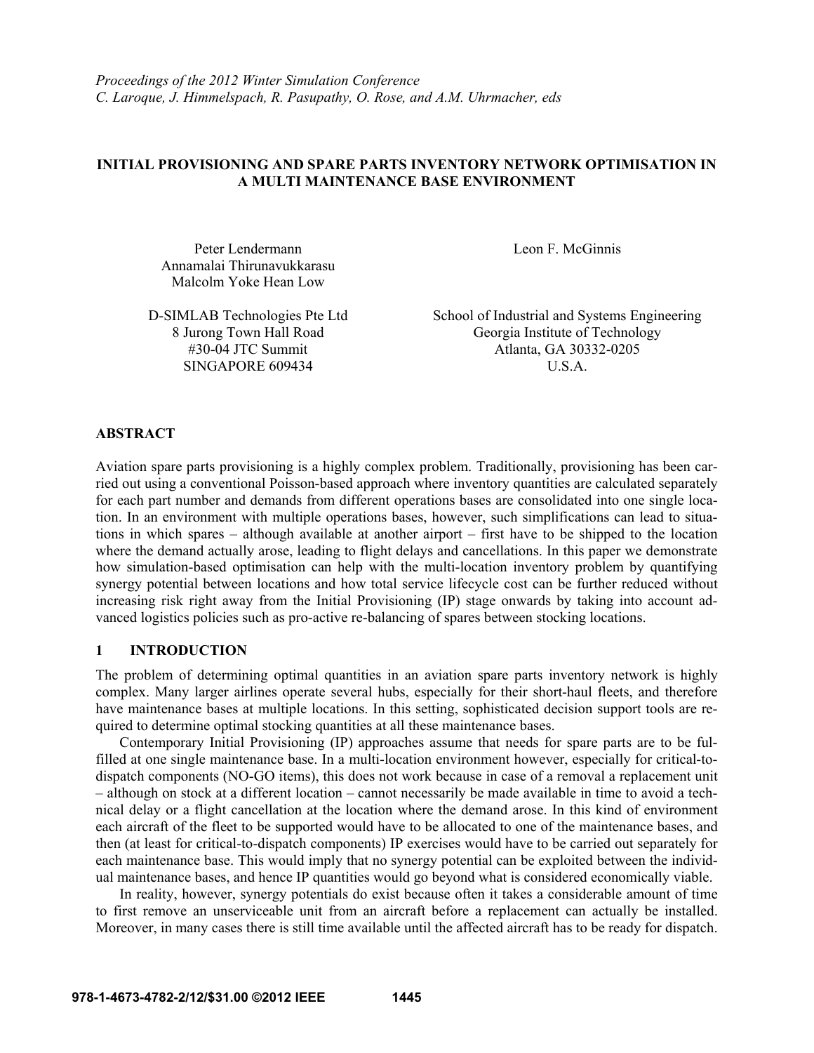*Proceedings of the 2012 Winter Simulation Conference*
*C. Laroque, J. Himmelspach, R. Pasupathy, O. Rose, and A.M. Uhrmacher, eds*

# INITIAL PROVISIONING AND SPARE PARTS INVENTORY NETWORK OPTIMISATION IN A MULTI MAINTENANCE BASE ENVIRONMENT

Peter Lendermann
Annamalai Thirunavukkarasu
Malcolm Yoke Hean Low

D-SIMLAB Technologies Pte Ltd
8 Jurong Town Hall Road
#30-04 JTC Summit
SINGAPORE 609434

Leon F. McGinnis

School of Industrial and Systems Engineering
Georgia Institute of Technology
Atlanta, GA 30332-0205
U.S.A.

## ABSTRACT

Aviation spare parts provisioning is a highly complex problem. Traditionally, provisioning has been carried out using a conventional Poisson-based approach where inventory quantities are calculated separately for each part number and demands from different operations bases are consolidated into one single location. In an environment with multiple operations bases, however, such simplifications can lead to situations in which spares – although available at another airport – first have to be shipped to the location where the demand actually arose, leading to flight delays and cancellations. In this paper we demonstrate how simulation-based optimisation can help with the multi-location inventory problem by quantifying synergy potential between locations and how total service lifecycle cost can be further reduced without increasing risk right away from the Initial Provisioning (IP) stage onwards by taking into account advanced logistics policies such as pro-active re-balancing of spares between stocking locations.

## 1 INTRODUCTION

The problem of determining optimal quantities in an aviation spare parts inventory network is highly complex. Many larger airlines operate several hubs, especially for their short-haul fleets, and therefore have maintenance bases at multiple locations. In this setting, sophisticated decision support tools are required to determine optimal stocking quantities at all these maintenance bases.

Contemporary Initial Provisioning (IP) approaches assume that needs for spare parts are to be fulfilled at one single maintenance base. In a multi-location environment however, especially for critical-to-dispatch components (NO-GO items), this does not work because in case of a removal a replacement unit – although on stock at a different location – cannot necessarily be made available in time to avoid a technical delay or a flight cancellation at the location where the demand arose. In this kind of environment each aircraft of the fleet to be supported would have to be allocated to one of the maintenance bases, and then (at least for critical-to-dispatch components) IP exercises would have to be carried out separately for each maintenance base. This would imply that no synergy potential can be exploited between the individual maintenance bases, and hence IP quantities would go beyond what is considered economically viable.

In reality, however, synergy potentials do exist because often it takes a considerable amount of time to first remove an unserviceable unit from an aircraft before a replacement can actually be installed. Moreover, in many cases there is still time available until the affected aircraft has to be ready for dispatch.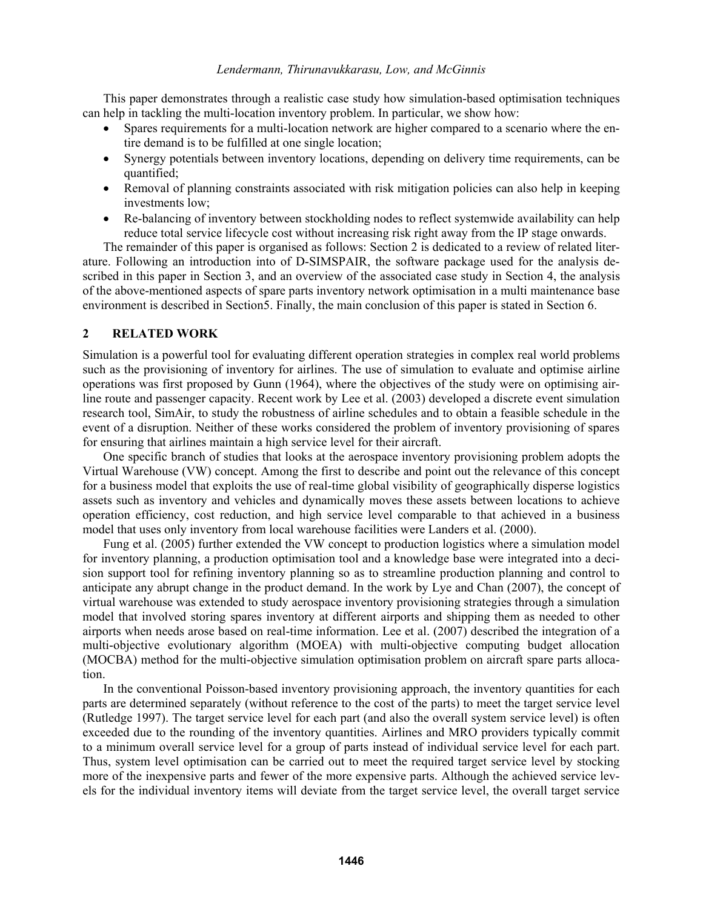This paper demonstrates through a realistic case study how simulation-based optimisation techniques can help in tackling the multi-location inventory problem. In particular, we show how:

- Spares requirements for a multi-location network are higher compared to a scenario where the entire demand is to be fulfilled at one single location;
- Synergy potentials between inventory locations, depending on delivery time requirements, can be quantified;
- Removal of planning constraints associated with risk mitigation policies can also help in keeping investments low;
- Re-balancing of inventory between stockholding nodes to reflect systemwide availability can help reduce total service lifecycle cost without increasing risk right away from the IP stage onwards.

The remainder of this paper is organised as follows: Section 2 is dedicated to a review of related literature. Following an introduction into of D-SIMSPAIR, the software package used for the analysis described in this paper in Section 3, and an overview of the associated case study in Section 4, the analysis of the above-mentioned aspects of spare parts inventory network optimisation in a multi maintenance base environment is described in Section5. Finally, the main conclusion of this paper is stated in Section 6.

## 2 RELATED WORK

Simulation is a powerful tool for evaluating different operation strategies in complex real world problems such as the provisioning of inventory for airlines. The use of simulation to evaluate and optimise airline operations was first proposed by Gunn (1964), where the objectives of the study were on optimising airline route and passenger capacity. Recent work by Lee et al. (2003) developed a discrete event simulation research tool, SimAir, to study the robustness of airline schedules and to obtain a feasible schedule in the event of a disruption. Neither of these works considered the problem of inventory provisioning of spares for ensuring that airlines maintain a high service level for their aircraft.

One specific branch of studies that looks at the aerospace inventory provisioning problem adopts the Virtual Warehouse (VW) concept. Among the first to describe and point out the relevance of this concept for a business model that exploits the use of real-time global visibility of geographically disperse logistics assets such as inventory and vehicles and dynamically moves these assets between locations to achieve operation efficiency, cost reduction, and high service level comparable to that achieved in a business model that uses only inventory from local warehouse facilities were Landers et al. (2000).

Fung et al. (2005) further extended the VW concept to production logistics where a simulation model for inventory planning, a production optimisation tool and a knowledge base were integrated into a decision support tool for refining inventory planning so as to streamline production planning and control to anticipate any abrupt change in the product demand. In the work by Lye and Chan (2007), the concept of virtual warehouse was extended to study aerospace inventory provisioning strategies through a simulation model that involved storing spares inventory at different airports and shipping them as needed to other airports when needs arose based on real-time information. Lee et al. (2007) described the integration of a multi-objective evolutionary algorithm (MOEA) with multi-objective computing budget allocation (MOCBA) method for the multi-objective simulation optimisation problem on aircraft spare parts allocation.

In the conventional Poisson-based inventory provisioning approach, the inventory quantities for each parts are determined separately (without reference to the cost of the parts) to meet the target service level (Rutledge 1997). The target service level for each part (and also the overall system service level) is often exceeded due to the rounding of the inventory quantities. Airlines and MRO providers typically commit to a minimum overall service level for a group of parts instead of individual service level for each part. Thus, system level optimisation can be carried out to meet the required target service level by stocking more of the inexpensive parts and fewer of the more expensive parts. Although the achieved service levels for the individual inventory items will deviate from the target service level, the overall target service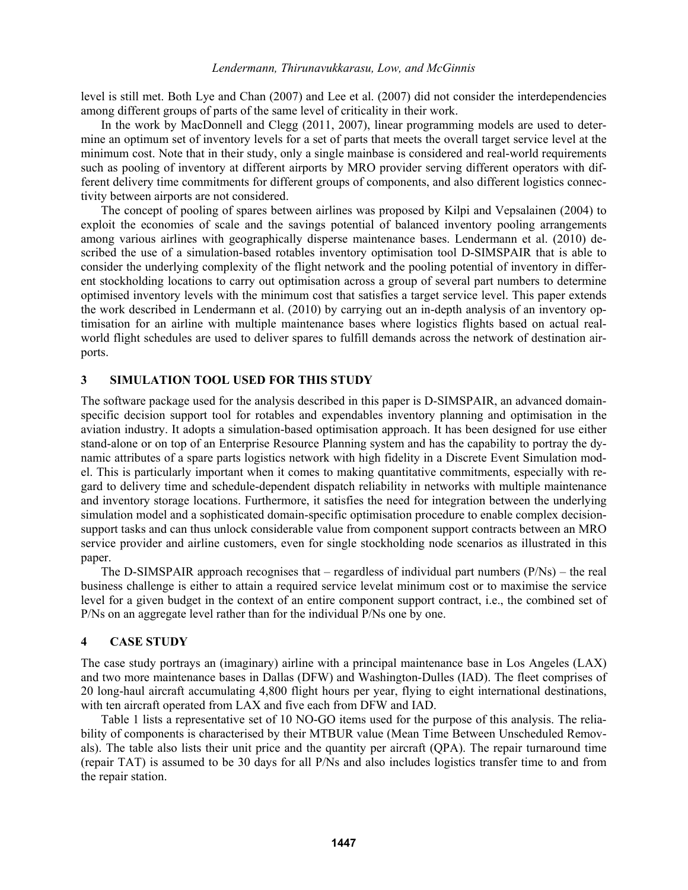level is still met. Both Lye and Chan (2007) and Lee et al. (2007) did not consider the interdependencies among different groups of parts of the same level of criticality in their work.

In the work by MacDonnell and Clegg (2011, 2007), linear programming models are used to determine an optimum set of inventory levels for a set of parts that meets the overall target service level at the minimum cost. Note that in their study, only a single mainbase is considered and real-world requirements such as pooling of inventory at different airports by MRO provider serving different operators with different delivery time commitments for different groups of components, and also different logistics connectivity between airports are not considered.

The concept of pooling of spares between airlines was proposed by Kilpi and Vepsalainen (2004) to exploit the economies of scale and the savings potential of balanced inventory pooling arrangements among various airlines with geographically disperse maintenance bases. Lendermann et al. (2010) described the use of a simulation-based rotables inventory optimisation tool D-SIMSPAIR that is able to consider the underlying complexity of the flight network and the pooling potential of inventory in different stockholding locations to carry out optimisation across a group of several part numbers to determine optimised inventory levels with the minimum cost that satisfies a target service level. This paper extends the work described in Lendermann et al. (2010) by carrying out an in-depth analysis of an inventory optimisation for an airline with multiple maintenance bases where logistics flights based on actual real-world flight schedules are used to deliver spares to fulfill demands across the network of destination airports.

## 3 SIMULATION TOOL USED FOR THIS STUDY

The software package used for the analysis described in this paper is D-SIMSPAIR, an advanced domain-specific decision support tool for rotables and expendables inventory planning and optimisation in the aviation industry. It adopts a simulation-based optimisation approach. It has been designed for use either stand-alone or on top of an Enterprise Resource Planning system and has the capability to portray the dynamic attributes of a spare parts logistics network with high fidelity in a Discrete Event Simulation model. This is particularly important when it comes to making quantitative commitments, especially with regard to delivery time and schedule-dependent dispatch reliability in networks with multiple maintenance and inventory storage locations. Furthermore, it satisfies the need for integration between the underlying simulation model and a sophisticated domain-specific optimisation procedure to enable complex decision-support tasks and can thus unlock considerable value from component support contracts between an MRO service provider and airline customers, even for single stockholding node scenarios as illustrated in this paper.

The D-SIMSPAIR approach recognises that – regardless of individual part numbers (P/Ns) – the real business challenge is either to attain a required service levelat minimum cost or to maximise the service level for a given budget in the context of an entire component support contract, i.e., the combined set of P/Ns on an aggregate level rather than for the individual P/Ns one by one.

## 4 CASE STUDY

The case study portrays an (imaginary) airline with a principal maintenance base in Los Angeles (LAX) and two more maintenance bases in Dallas (DFW) and Washington-Dulles (IAD). The fleet comprises of 20 long-haul aircraft accumulating 4,800 flight hours per year, flying to eight international destinations, with ten aircraft operated from LAX and five each from DFW and IAD.

Table 1 lists a representative set of 10 NO-GO items used for the purpose of this analysis. The reliability of components is characterised by their MTBUR value (Mean Time Between Unscheduled Removals). The table also lists their unit price and the quantity per aircraft (QPA). The repair turnaround time (repair TAT) is assumed to be 30 days for all P/Ns and also includes logistics transfer time to and from the repair station.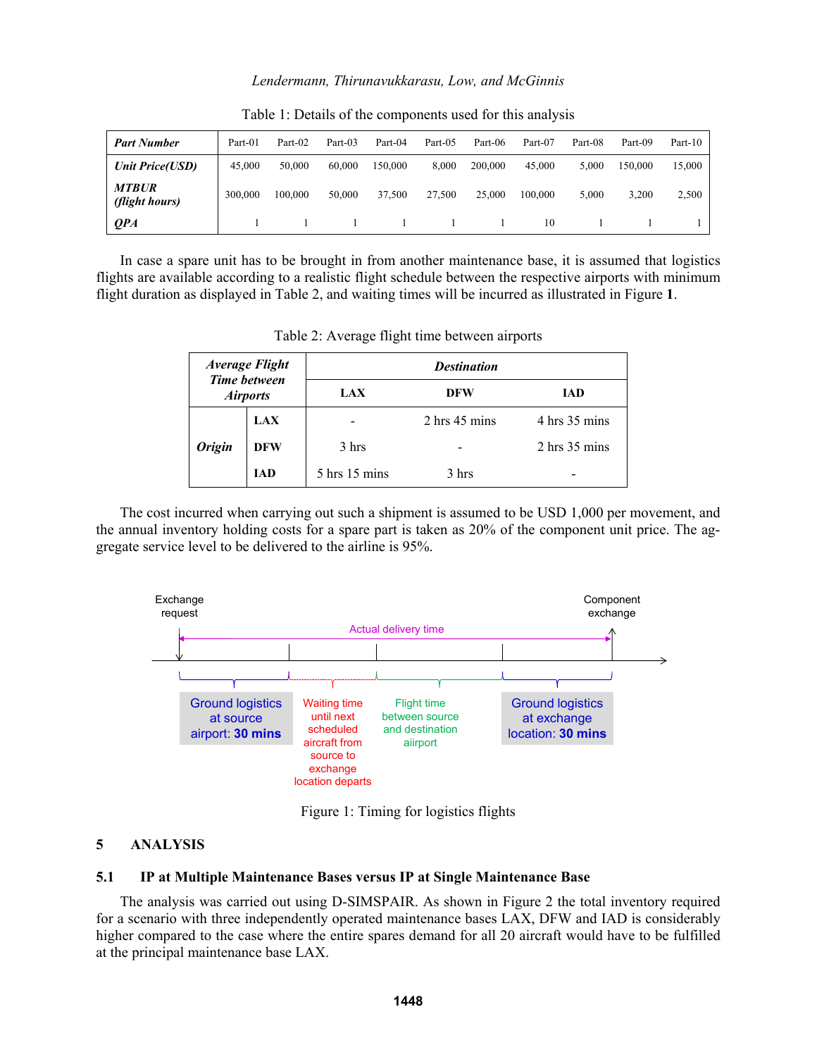Table 1: Details of the components used for this analysis

| ***Part Number*** | Part-01 | Part-02 | Part-03 | Part-04 | Part-05 | Part-06 | Part-07 | Part-08 | Part-09 | Part-10 |
|---|---|---|---|---|---|---|---|---|---|---|
| ***Unit Price(USD)*** | 45,000 | 50,000 | 60,000 | 150,000 | 8,000 | 200,000 | 45,000 | 5,000 | 150,000 | 15,000 |
| ***MTBUR (flight hours)*** | 300,000 | 100,000 | 50,000 | 37,500 | 27,500 | 25,000 | 100,000 | 5,000 | 3,200 | 2,500 |
| ***QPA*** | 1 | 1 | 1 | 1 | 1 | 1 | 10 | 1 | 1 | 1 |

In case a spare unit has to be brought in from another maintenance base, it is assumed that logistics flights are available according to a realistic flight schedule between the respective airports with minimum flight duration as displayed in Table 2, and waiting times will be incurred as illustrated in Figure **1**.

Table 2: Average flight time between airports

| ***Average Flight Time between Airports*** | | ***Destination*** | | |
|---|---|---|---|---|
| | | **LAX** | **DFW** | **IAD** |
| ***Origin*** | **LAX** | - | 2 hrs 45 mins | 4 hrs 35 mins |
| | **DFW** | 3 hrs | - | 2 hrs 35 mins |
| | **IAD** | 5 hrs 15 mins | 3 hrs | - |

The cost incurred when carrying out such a shipment is assumed to be USD 1,000 per movement, and the annual inventory holding costs for a spare part is taken as 20% of the component unit price. The aggregate service level to be delivered to the airline is 95%.

Figure 1: Timing for logistics flights

## 5 ANALYSIS

### 5.1 IP at Multiple Maintenance Bases versus IP at Single Maintenance Base

The analysis was carried out using D-SIMSPAIR. As shown in Figure 2 the total inventory required for a scenario with three independently operated maintenance bases LAX, DFW and IAD is considerably higher compared to the case where the entire spares demand for all 20 aircraft would have to be fulfilled at the principal maintenance base LAX.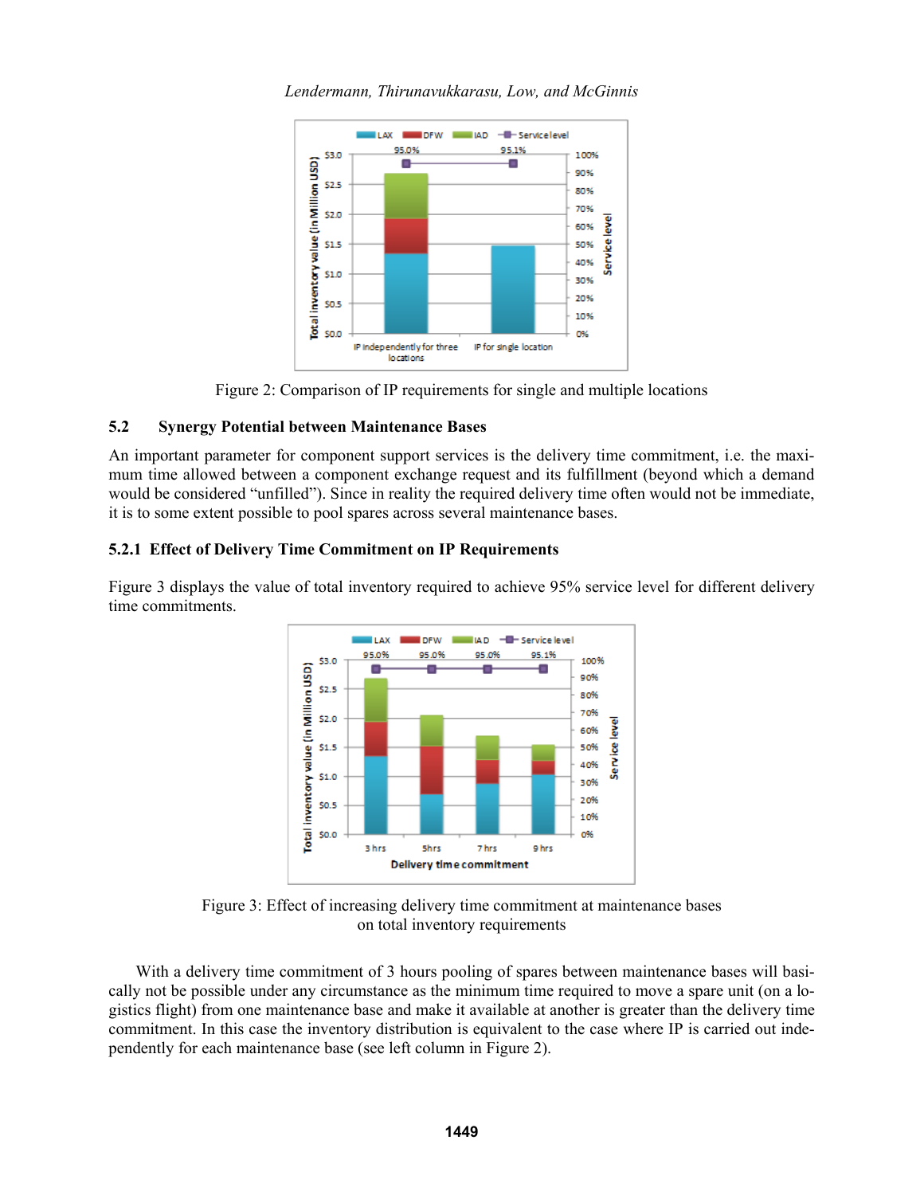Figure 2: Comparison of IP requirements for single and multiple locations

### 5.2 Synergy Potential between Maintenance Bases

An important parameter for component support services is the delivery time commitment, i.e. the maximum time allowed between a component exchange request and its fulfillment (beyond which a demand would be considered "unfilled"). Since in reality the required delivery time often would not be immediate, it is to some extent possible to pool spares across several maintenance bases.

#### 5.2.1 Effect of Delivery Time Commitment on IP Requirements

Figure 3 displays the value of total inventory required to achieve 95% service level for different delivery time commitments.

Figure 3: Effect of increasing delivery time commitment at maintenance bases on total inventory requirements

With a delivery time commitment of 3 hours pooling of spares between maintenance bases will basically not be possible under any circumstance as the minimum time required to move a spare unit (on a logistics flight) from one maintenance base and make it available at another is greater than the delivery time commitment. In this case the inventory distribution is equivalent to the case where IP is carried out independently for each maintenance base (see left column in Figure 2).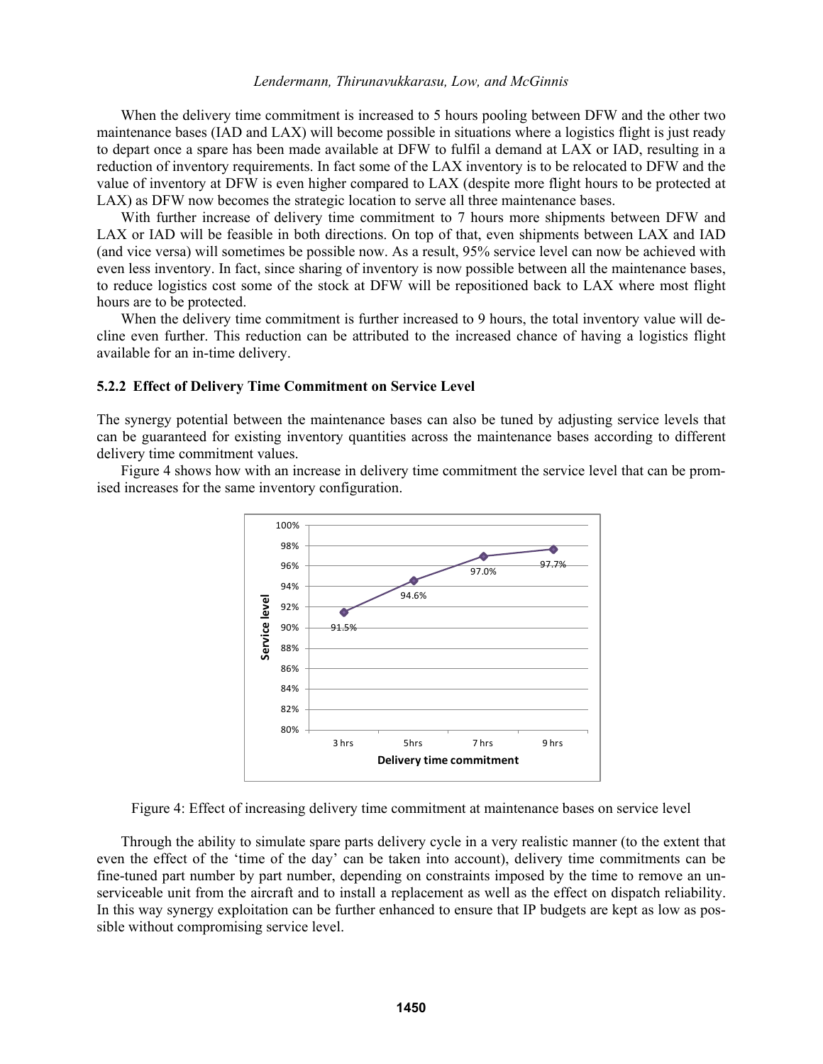When the delivery time commitment is increased to 5 hours pooling between DFW and the other two maintenance bases (IAD and LAX) will become possible in situations where a logistics flight is just ready to depart once a spare has been made available at DFW to fulfil a demand at LAX or IAD, resulting in a reduction of inventory requirements. In fact some of the LAX inventory is to be relocated to DFW and the value of inventory at DFW is even higher compared to LAX (despite more flight hours to be protected at LAX) as DFW now becomes the strategic location to serve all three maintenance bases.

With further increase of delivery time commitment to 7 hours more shipments between DFW and LAX or IAD will be feasible in both directions. On top of that, even shipments between LAX and IAD (and vice versa) will sometimes be possible now. As a result, 95% service level can now be achieved with even less inventory. In fact, since sharing of inventory is now possible between all the maintenance bases, to reduce logistics cost some of the stock at DFW will be repositioned back to LAX where most flight hours are to be protected.

When the delivery time commitment is further increased to 9 hours, the total inventory value will decline even further. This reduction can be attributed to the increased chance of having a logistics flight available for an in-time delivery.

### 5.2.2 Effect of Delivery Time Commitment on Service Level

The synergy potential between the maintenance bases can also be tuned by adjusting service levels that can be guaranteed for existing inventory quantities across the maintenance bases according to different delivery time commitment values.

Figure 4 shows how with an increase in delivery time commitment the service level that can be promised increases for the same inventory configuration.

Figure 4: Effect of increasing delivery time commitment at maintenance bases on service level

Through the ability to simulate spare parts delivery cycle in a very realistic manner (to the extent that even the effect of the 'time of the day' can be taken into account), delivery time commitments can be fine-tuned part number by part number, depending on constraints imposed by the time to remove an unserviceable unit from the aircraft and to install a replacement as well as the effect on dispatch reliability. In this way synergy exploitation can be further enhanced to ensure that IP budgets are kept as low as possible without compromising service level.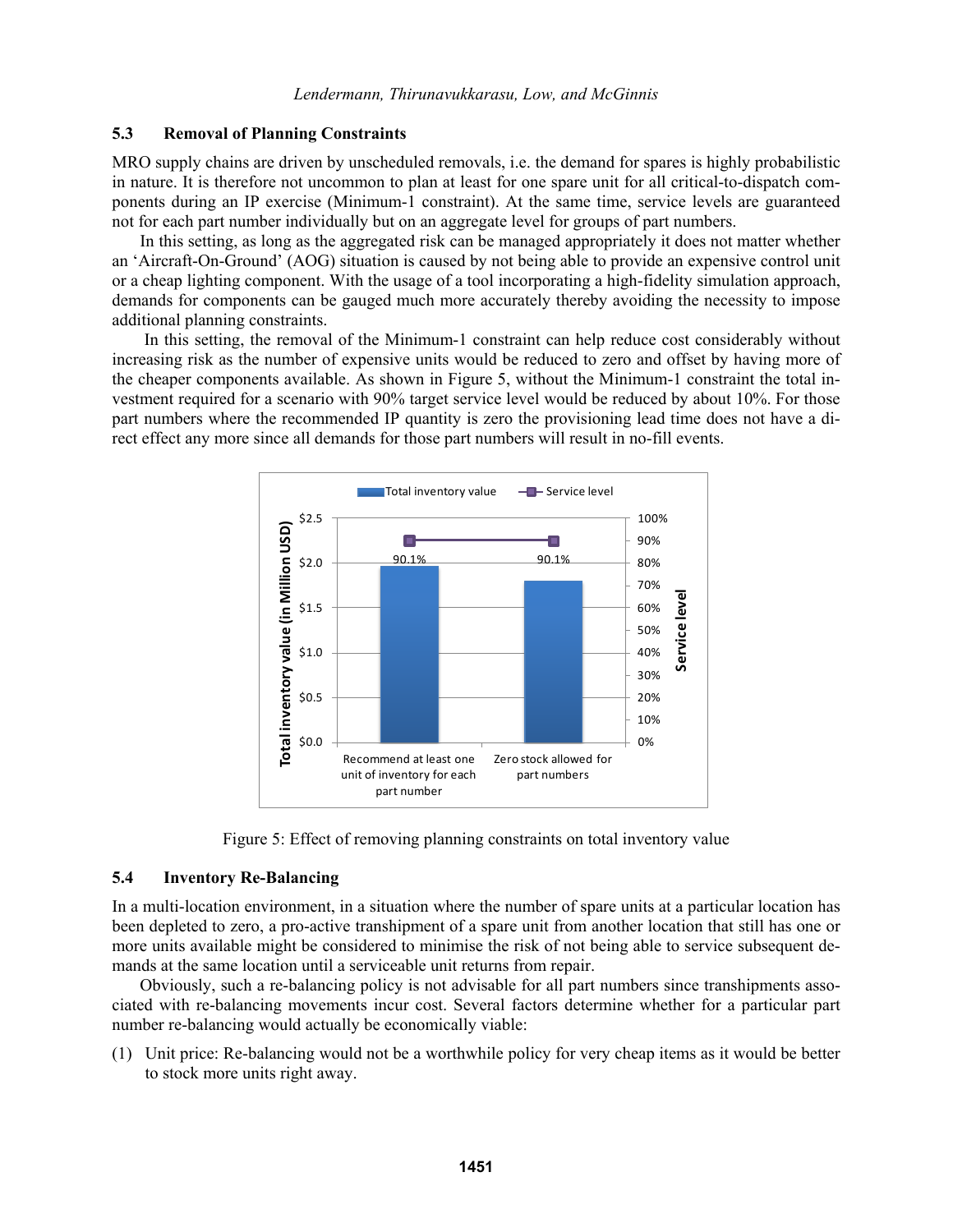### 5.3 Removal of Planning Constraints

MRO supply chains are driven by unscheduled removals, i.e. the demand for spares is highly probabilistic in nature. It is therefore not uncommon to plan at least for one spare unit for all critical-to-dispatch components during an IP exercise (Minimum-1 constraint). At the same time, service levels are guaranteed not for each part number individually but on an aggregate level for groups of part numbers.

In this setting, as long as the aggregated risk can be managed appropriately it does not matter whether an 'Aircraft-On-Ground' (AOG) situation is caused by not being able to provide an expensive control unit or a cheap lighting component. With the usage of a tool incorporating a high-fidelity simulation approach, demands for components can be gauged much more accurately thereby avoiding the necessity to impose additional planning constraints.

In this setting, the removal of the Minimum-1 constraint can help reduce cost considerably without increasing risk as the number of expensive units would be reduced to zero and offset by having more of the cheaper components available. As shown in Figure 5, without the Minimum-1 constraint the total investment required for a scenario with 90% target service level would be reduced by about 10%. For those part numbers where the recommended IP quantity is zero the provisioning lead time does not have a direct effect any more since all demands for those part numbers will result in no-fill events.

Figure 5: Effect of removing planning constraints on total inventory value

### 5.4 Inventory Re-Balancing

In a multi-location environment, in a situation where the number of spare units at a particular location has been depleted to zero, a pro-active transhipment of a spare unit from another location that still has one or more units available might be considered to minimise the risk of not being able to service subsequent demands at the same location until a serviceable unit returns from repair.

Obviously, such a re-balancing policy is not advisable for all part numbers since transhipments associated with re-balancing movements incur cost. Several factors determine whether for a particular part number re-balancing would actually be economically viable:

(1) Unit price: Re-balancing would not be a worthwhile policy for very cheap items as it would be better to stock more units right away.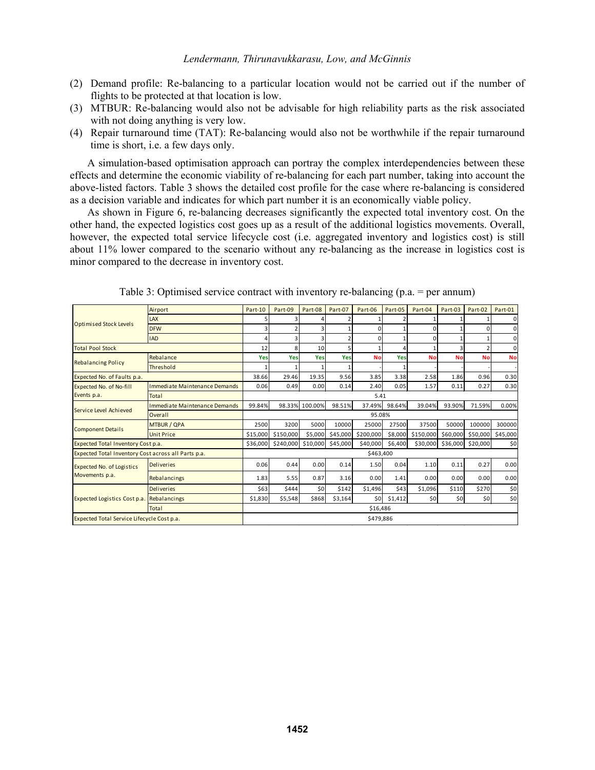(2) Demand profile: Re-balancing to a particular location would not be carried out if the number of flights to be protected at that location is low.

(3) MTBUR: Re-balancing would also not be advisable for high reliability parts as the risk associated with not doing anything is very low.

(4) Repair turnaround time (TAT): Re-balancing would also not be worthwhile if the repair turnaround time is short, i.e. a few days only.

A simulation-based optimisation approach can portray the complex interdependencies between these effects and determine the economic viability of re-balancing for each part number, taking into account the above-listed factors. Table 3 shows the detailed cost profile for the case where re-balancing is considered as a decision variable and indicates for which part number it is an economically viable policy.

As shown in Figure 6, re-balancing decreases significantly the expected total inventory cost. On the other hand, the expected logistics cost goes up as a result of the additional logistics movements. Overall, however, the expected total service lifecycle cost (i.e. aggregated inventory and logistics cost) is still about 11% lower compared to the scenario without any re-balancing as the increase in logistics cost is minor compared to the decrease in inventory cost.

Table 3: Optimised service contract with inventory re-balancing (p.a. = per annum)

| | Airport | Part-10 | Part-09 | Part-08 | Part-07 | Part-06 | Part-05 | Part-04 | Part-03 | Part-02 | Part-01 |
|---|---|---|---|---|---|---|---|---|---|---|---|
| Optimised Stock Levels | LAX | 5 | 3 | 4 | 2 | 1 | 2 | 1 | 1 | 1 | 0 |
| | DFW | 3 | 2 | 3 | 1 | 0 | 1 | 0 | 1 | 0 | 0 |
| | IAD | 4 | 3 | 3 | 2 | 0 | 1 | 0 | 1 | 1 | 0 |
| Total Pool Stock | | 12 | 8 | 10 | 5 | 1 | 4 | 1 | 3 | 2 | 0 |
| Rebalancing Policy | Rebalance | Yes | Yes | Yes | Yes | No | Yes | No | No | No | No |
| | Threshold | 1 | 1 | 1 | 1 | - | 1 | - | - | - | - |
| Expected No. of Faults p.a. | | 38.66 | 29.46 | 19.35 | 9.56 | 3.85 | 3.38 | 2.58 | 1.86 | 0.96 | 0.30 |
| Expected No. of No-fill Events p.a. | Immediate Maintenance Demands | 0.06 | 0.49 | 0.00 | 0.14 | 2.40 | 0.05 | 1.57 | 0.11 | 0.27 | 0.30 |
| | Total | 5.41 | | | | | | | | | |
| Service Level Achieved | Immediate Maintenance Demands | 99.84% | 98.33% | 100.00% | 98.51% | 37.49% | 98.64% | 39.04% | 93.90% | 71.59% | 0.00% |
| | Overall | 95.08% | | | | | | | | | |
| Component Details | MTBUR / QPA | 2500 | 3200 | 5000 | 10000 | 25000 | 27500 | 37500 | 50000 | 100000 | 300000 |
| | Unit Price | \$15,000 | \$150,000 | \$5,000 | \$45,000 | \$200,000 | \$8,000 | \$150,000 | \$60,000 | \$50,000 | \$45,000 |
| Expected Total Inventory Cost p.a. | | \$36,000 | \$240,000 | \$10,000 | \$45,000 | \$40,000 | \$6,400 | \$30,000 | \$36,000 | \$20,000 | \$0 |
| Expected Total Inventory Cost across all Parts p.a. | | \$463,400 | | | | | | | | | |
| Expected No. of Logistics Movements p.a. | Deliveries | 0.06 | 0.44 | 0.00 | 0.14 | 1.50 | 0.04 | 1.10 | 0.11 | 0.27 | 0.00 |
| | Rebalancings | 1.83 | 5.55 | 0.87 | 3.16 | 0.00 | 1.41 | 0.00 | 0.00 | 0.00 | 0.00 |
| Expected Logistics Cost p.a. | Deliveries | \$63 | \$444 | \$0 | \$142 | \$1,496 | \$43 | \$1,096 | \$110 | \$270 | \$0 |
| | Rebalancings | \$1,830 | \$5,548 | \$868 | \$3,164 | \$0 | \$1,412 | \$0 | \$0 | \$0 | \$0 |
| | Total | \$16,486 | | | | | | | | | |
| Expected Total Service Lifecycle Cost p.a. | | \$479,886 | | | | | | | | | |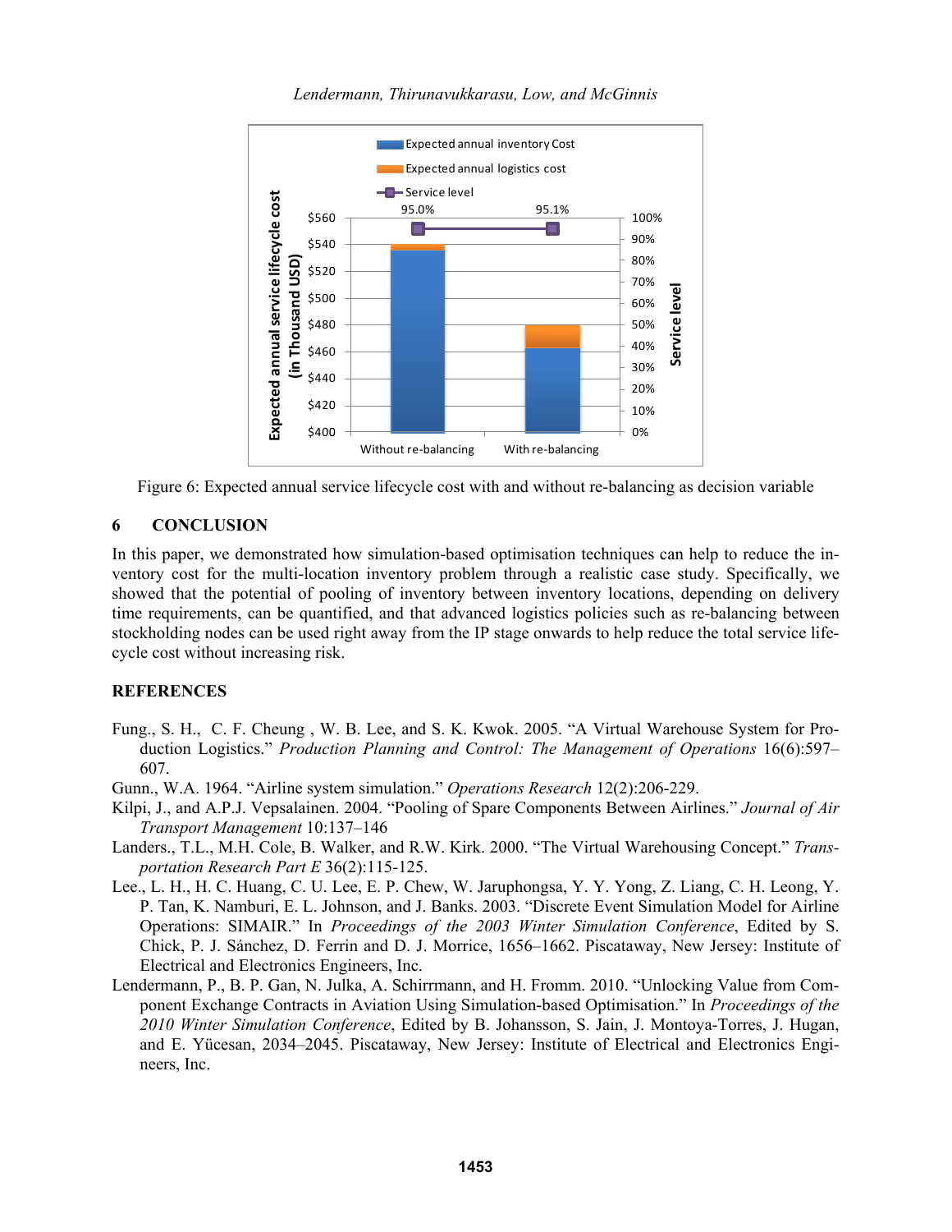Figure 6: Expected annual service lifecycle cost with and without re-balancing as decision variable

## 6 CONCLUSION

In this paper, we demonstrated how simulation-based optimisation techniques can help to reduce the inventory cost for the multi-location inventory problem through a realistic case study. Specifically, we showed that the potential of pooling of inventory between inventory locations, depending on delivery time requirements, can be quantified, and that advanced logistics policies such as re-balancing between stockholding nodes can be used right away from the IP stage onwards to help reduce the total service lifecycle cost without increasing risk.

## REFERENCES

Fung., S. H., C. F. Cheung , W. B. Lee, and S. K. Kwok. 2005. "A Virtual Warehouse System for Production Logistics." *Production Planning and Control: The Management of Operations* 16(6):597–607.

Gunn., W.A. 1964. "Airline system simulation." *Operations Research* 12(2):206-229.

Kilpi, J., and A.P.J. Vepsalainen. 2004. "Pooling of Spare Components Between Airlines." *Journal of Air Transport Management* 10:137–146

Landers., T.L., M.H. Cole, B. Walker, and R.W. Kirk. 2000. "The Virtual Warehousing Concept." *Transportation Research Part E* 36(2):115-125.

Lee., L. H., H. C. Huang, C. U. Lee, E. P. Chew, W. Jaruphongsa, Y. Y. Yong, Z. Liang, C. H. Leong, Y. P. Tan, K. Namburi, E. L. Johnson, and J. Banks. 2003. "Discrete Event Simulation Model for Airline Operations: SIMAIR." In *Proceedings of the 2003 Winter Simulation Conference*, Edited by S. Chick, P. J. Sánchez, D. Ferrin and D. J. Morrice, 1656–1662. Piscataway, New Jersey: Institute of Electrical and Electronics Engineers, Inc.

Lendermann, P., B. P. Gan, N. Julka, A. Schirrmann, and H. Fromm. 2010. "Unlocking Value from Component Exchange Contracts in Aviation Using Simulation-based Optimisation." In *Proceedings of the 2010 Winter Simulation Conference*, Edited by B. Johansson, S. Jain, J. Montoya-Torres, J. Hugan, and E. Yücesan, 2034–2045. Piscataway, New Jersey: Institute of Electrical and Electronics Engineers, Inc.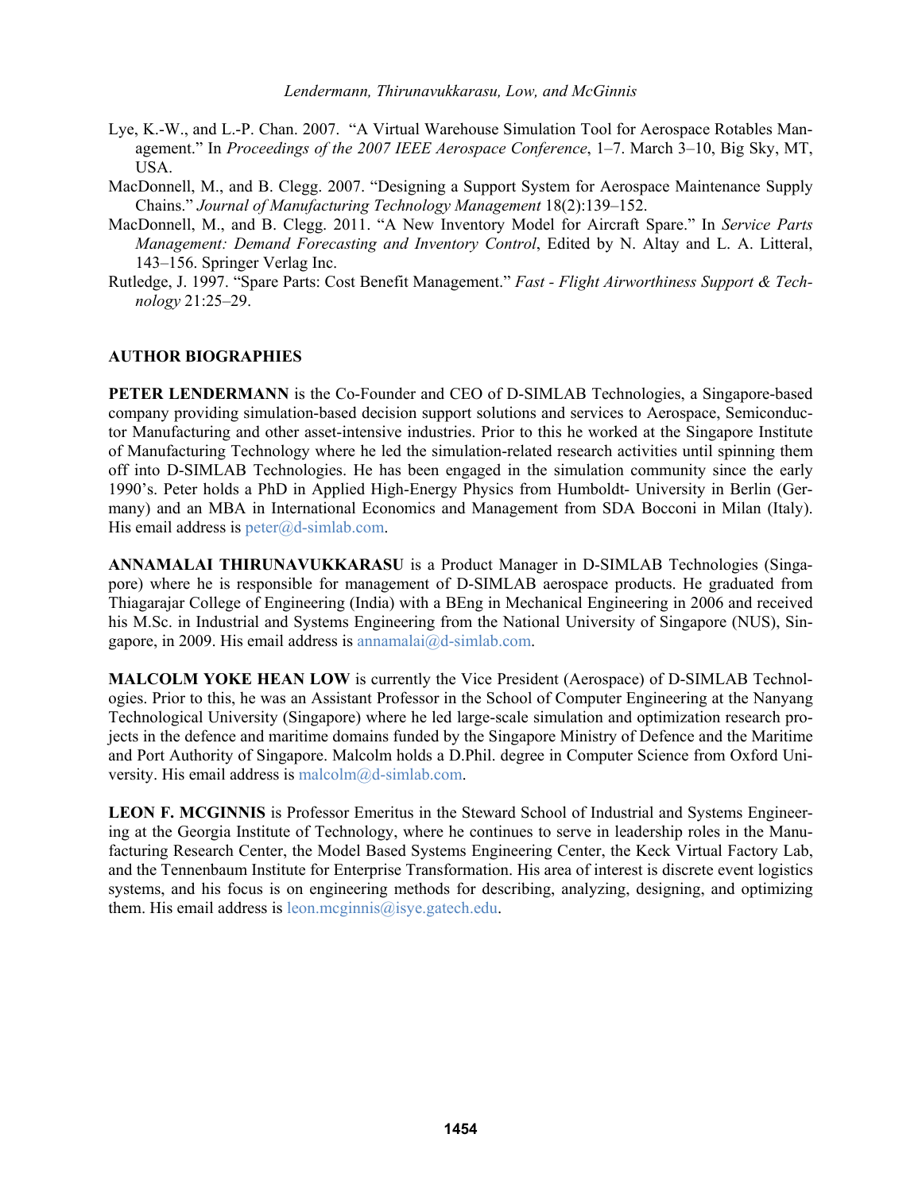Lye, K.-W., and L.-P. Chan. 2007. "A Virtual Warehouse Simulation Tool for Aerospace Rotables Management." In *Proceedings of the 2007 IEEE Aerospace Conference*, 1–7. March 3–10, Big Sky, MT, USA.

MacDonnell, M., and B. Clegg. 2007. "Designing a Support System for Aerospace Maintenance Supply Chains." *Journal of Manufacturing Technology Management* 18(2):139–152.

MacDonnell, M., and B. Clegg. 2011. "A New Inventory Model for Aircraft Spare." In *Service Parts Management: Demand Forecasting and Inventory Control*, Edited by N. Altay and L. A. Litteral, 143–156. Springer Verlag Inc.

Rutledge, J. 1997. "Spare Parts: Cost Benefit Management." *Fast - Flight Airworthiness Support & Technology* 21:25–29.

## AUTHOR BIOGRAPHIES

**PETER LENDERMANN** is the Co-Founder and CEO of D-SIMLAB Technologies, a Singapore-based company providing simulation-based decision support solutions and services to Aerospace, Semiconductor Manufacturing and other asset-intensive industries. Prior to this he worked at the Singapore Institute of Manufacturing Technology where he led the simulation-related research activities until spinning them off into D-SIMLAB Technologies. He has been engaged in the simulation community since the early 1990's. Peter holds a PhD in Applied High-Energy Physics from Humboldt- University in Berlin (Germany) and an MBA in International Economics and Management from SDA Bocconi in Milan (Italy). His email address is peter@d-simlab.com.

**ANNAMALAI THIRUNAVUKKARASU** is a Product Manager in D-SIMLAB Technologies (Singapore) where he is responsible for management of D-SIMLAB aerospace products. He graduated from Thiagarajar College of Engineering (India) with a BEng in Mechanical Engineering in 2006 and received his M.Sc. in Industrial and Systems Engineering from the National University of Singapore (NUS), Singapore, in 2009. His email address is annamalai@d-simlab.com.

**MALCOLM YOKE HEAN LOW** is currently the Vice President (Aerospace) of D-SIMLAB Technologies. Prior to this, he was an Assistant Professor in the School of Computer Engineering at the Nanyang Technological University (Singapore) where he led large-scale simulation and optimization research projects in the defence and maritime domains funded by the Singapore Ministry of Defence and the Maritime and Port Authority of Singapore. Malcolm holds a D.Phil. degree in Computer Science from Oxford University. His email address is malcolm@d-simlab.com.

**LEON F. MCGINNIS** is Professor Emeritus in the Steward School of Industrial and Systems Engineering at the Georgia Institute of Technology, where he continues to serve in leadership roles in the Manufacturing Research Center, the Model Based Systems Engineering Center, the Keck Virtual Factory Lab, and the Tennenbaum Institute for Enterprise Transformation. His area of interest is discrete event logistics systems, and his focus is on engineering methods for describing, analyzing, designing, and optimizing them. His email address is leon.mcginnis@isye.gatech.edu.